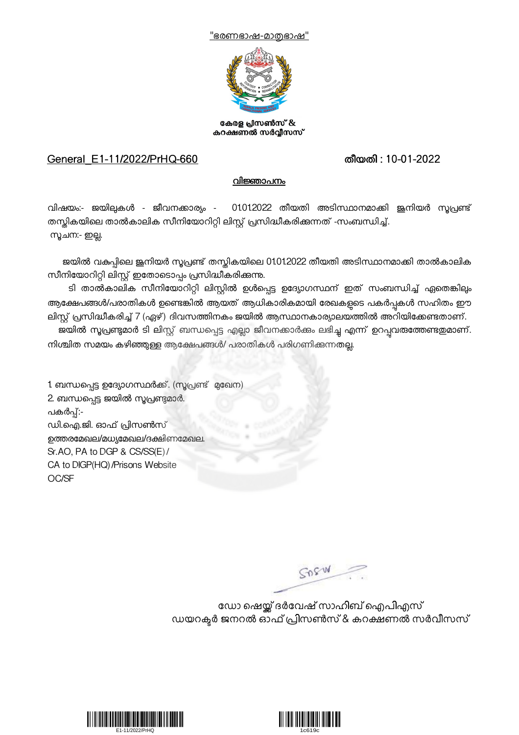"ഭരണഭാഷ-മാതൃഭാഷ"

**കേരള പ്രിസൺസ് & കറക്ഷണൽ സർവ്വീസസ്**

General_E1-11/2022/PrHQ-660 **തീയതി : 10-01-2022**

**വിജ്ഞാപനം**

വിഷയം:- ജയിലുകൾ - ജീവനക്കാര്യം - 01.01.2022 തീയതി അടിസ്ഥാനമാക്കി ജൂനിയർ സൂപ്രണ്ട് തസ്തികയിലെ താൽകാലിക സീനിയോറിറ്റി ലിസ്റ്റ് പ്രസിദ്ധീകരിക്കുന്നത് -സംബന്ധിച്ച്.
സൂചന:- ഇല്ല.

ജയിൽ വകുപ്പിലെ ജൂനിയർ സൂപ്രണ്ട് തസ്തികയിലെ 01.01.2022 തീയതി അടിസ്ഥാനമാക്കി താൽകാലിക സീനിയോറിറ്റി ലിസ്റ്റ് ഇതോടൊപ്പം പ്രസിദ്ധീകരിക്കുന്നു.

ടി താൽകാലിക സീനിയോറിറ്റി ലിസ്റ്റിൽ ഉൾപ്പെട്ട ഉദ്യോഗസ്ഥന് ഇത് സംബന്ധിച്ച് ഏതെങ്കിലും ആക്ഷേപങ്ങൾ/പരാതികൾ ഉണ്ടെങ്കിൽ ആയത് ആധികാരികമായി രേഖകളുടെ പകർപ്പുകൾ സഹിതം ഈ ലിസ്റ്റ് പ്രസിദ്ധീകരിച്ച് 7 (ഏഴ്) ദിവസത്തിനകം ജയിൽ ആസ്ഥാനകാര്യാലയത്തിൽ അറിയിക്കേണ്ടതാണ്.

ജയിൽ സൂപ്രണ്ടുമാർ ടി ലിസ്റ്റ് ബന്ധപ്പെട്ട എല്ലാ ജീവനക്കാർക്കും ലഭിച്ചു എന്ന് ഉറപ്പുവരുത്തേണ്ടതുമാണ്. നിശ്ചിത സമയം കഴിഞ്ഞുള്ള ആക്ഷേപങ്ങൾ/ പരാതികൾ പരിഗണിക്കുന്നതല്ല.

1. ബന്ധപ്പെട്ട ഉദ്യോഗസ്ഥർക്ക്. (സൂപ്രണ്ട് മുഖേന)
2. ബന്ധപ്പെട്ട ജയിൽ സൂപ്രണ്ടുമാർ.

പകർപ്പ്:-
ഡി.ഐ.ജി. ഓഫ് പ്രിസൺസ്
ഉത്തരമേഖല/മധ്യമേഖല/ദക്ഷിണമേഖല.
Sr.AO, PA to DGP & CS/SS(E) /
CA to DIGP(HQ) /Prisons Website
OC/SF

ഡോ ഷെയ്ക്ക് ദർവേഷ് സാഹിബ് ഐപിഎസ്
ഡയറക്ടർ ജനറൽ ഓഫ് പ്രിസൺസ് & കറക്ഷണൽ സർവീസസ്

E1-11/2022/PrHQ 1c619c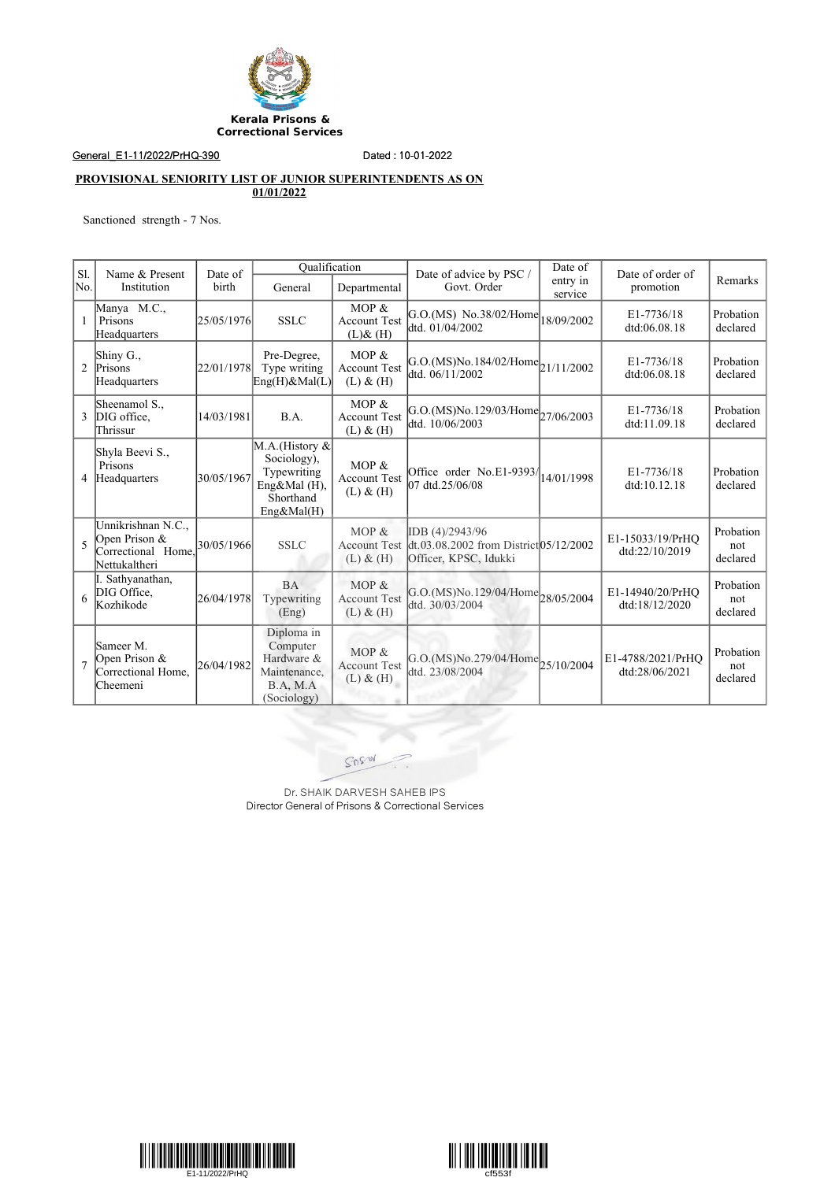**Kerala Prisons & Correctional Services**

General_E1-11/2022/PrHQ-390 Dated : 10-01-2022

**PROVISIONAL SENIORITY LIST OF JUNIOR SUPERINTENDENTS AS ON 01/01/2022**

Sanctioned strength - 7 Nos.

| Sl. No. | Name & Present Institution | Date of birth | Qualification | | Date of advice by PSC / Govt. Order | Date of entry in service | Date of order of promotion | Remarks |
|---|---|---|---|---|---|---|---|---|
| | | | General | Departmental | | | | |
| 1 | Manya M.C., Prisons Headquarters | 25/05/1976 | SSLC | MOP & Account Test (L)& (H) | G.O.(MS) No.38/02/Home dtd. 01/04/2002 | 18/09/2002 | E1-7736/18 dtd:06.08.18 | Probation declared |
| 2 | Shiny G., Prisons Headquarters | 22/01/1978 | Pre-Degree, Type writing Eng(H)&Mal(L) | MOP & Account Test (L) & (H) | G.O.(MS)No.184/02/Home dtd. 06/11/2002 | 21/11/2002 | E1-7736/18 dtd:06.08.18 | Probation declared |
| 3 | Sheenamol S., DIG office, Thrissur | 14/03/1981 | B.A. | MOP & Account Test (L) & (H) | G.O.(MS)No.129/03/Home dtd. 10/06/2003 | 27/06/2003 | E1-7736/18 dtd:11.09.18 | Probation declared |
| 4 | Shyla Beevi S., Prisons Headquarters | 30/05/1967 | M.A.(History & Sociology), Typewriting Eng&Mal (H), Shorthand Eng&Mal(H) | MOP & Account Test (L) & (H) | Office order No.E1-9393/07 dtd.25/06/08 | 14/01/1998 | E1-7736/18 dtd:10.12.18 | Probation declared |
| 5 | Unnikrishnan N.C., Open Prison & Correctional Home, Nettukaltheri | 30/05/1966 | SSLC | MOP & Account Test (L) & (H) | IDB (4)/2943/96 dt.03.08.2002 from District Officer, KPSC, Idukki | 05/12/2002 | E1-15033/19/PrHQ dtd:22/10/2019 | Probation not declared |
| 6 | I. Sathyanathan, DIG Office, Kozhikode | 26/04/1978 | BA Typewriting (Eng) | MOP & Account Test (L) & (H) | G.O.(MS)No.129/04/Home dtd. 30/03/2004 | 28/05/2004 | E1-14940/20/PrHQ dtd:18/12/2020 | Probation not declared |
| 7 | Sameer M. Open Prison & Correctional Home, Cheemeni | 26/04/1982 | Diploma in Computer Hardware & Maintenance, B.A, M.A (Sociology) | MOP & Account Test (L) & (H) | G.O.(MS)No.279/04/Home dtd. 23/08/2004 | 25/10/2004 | E1-4788/2021/PrHQ dtd:28/06/2021 | Probation not declared |

Dr. SHAIK DARVESH SAHEB IPS
Director General of Prisons & Correctional Services